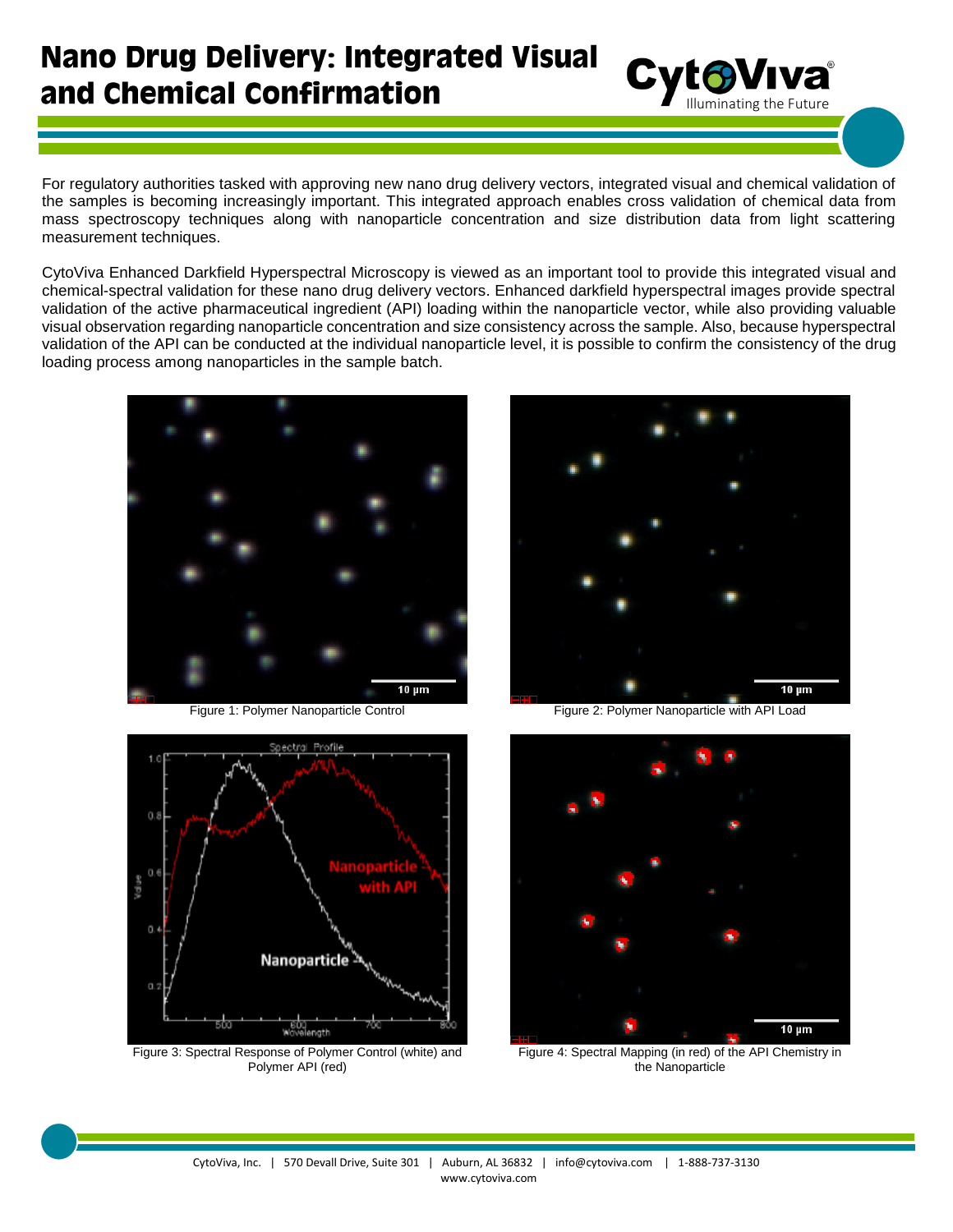# Nano Drug Delivery: Integrated Visual and Chemical Confirmation

For regulatory authorities tasked with approving new nano drug delivery vectors, integrated visual and chemical validation of the samples is becoming increasingly important. This integrated approach enables cross validation of chemical data from mass spectroscopy techniques along with nanoparticle concentration and size distribution data from light scattering measurement techniques.

CytoViva Enhanced Darkfield Hyperspectral Microscopy is viewed as an important tool to provide this integrated visual and chemical-spectral validation for these nano drug delivery vectors. Enhanced darkfield hyperspectral images provide spectral validation of the active pharmaceutical ingredient (API) loading within the nanoparticle vector, while also providing valuable visual observation regarding nanoparticle concentration and size consistency across the sample. Also, because hyperspectral validation of the API can be conducted at the individual nanoparticle level, it is possible to confirm the consistency of the drug loading process among nanoparticles in the sample batch.

Figure 1: Polymer Nanoparticle Control

Figure 2: Polymer Nanoparticle with API Load

Figure 3: Spectral Response of Polymer Control (white) and Polymer API (red)

Figure 4: Spectral Mapping (in red) of the API Chemistry in the Nanoparticle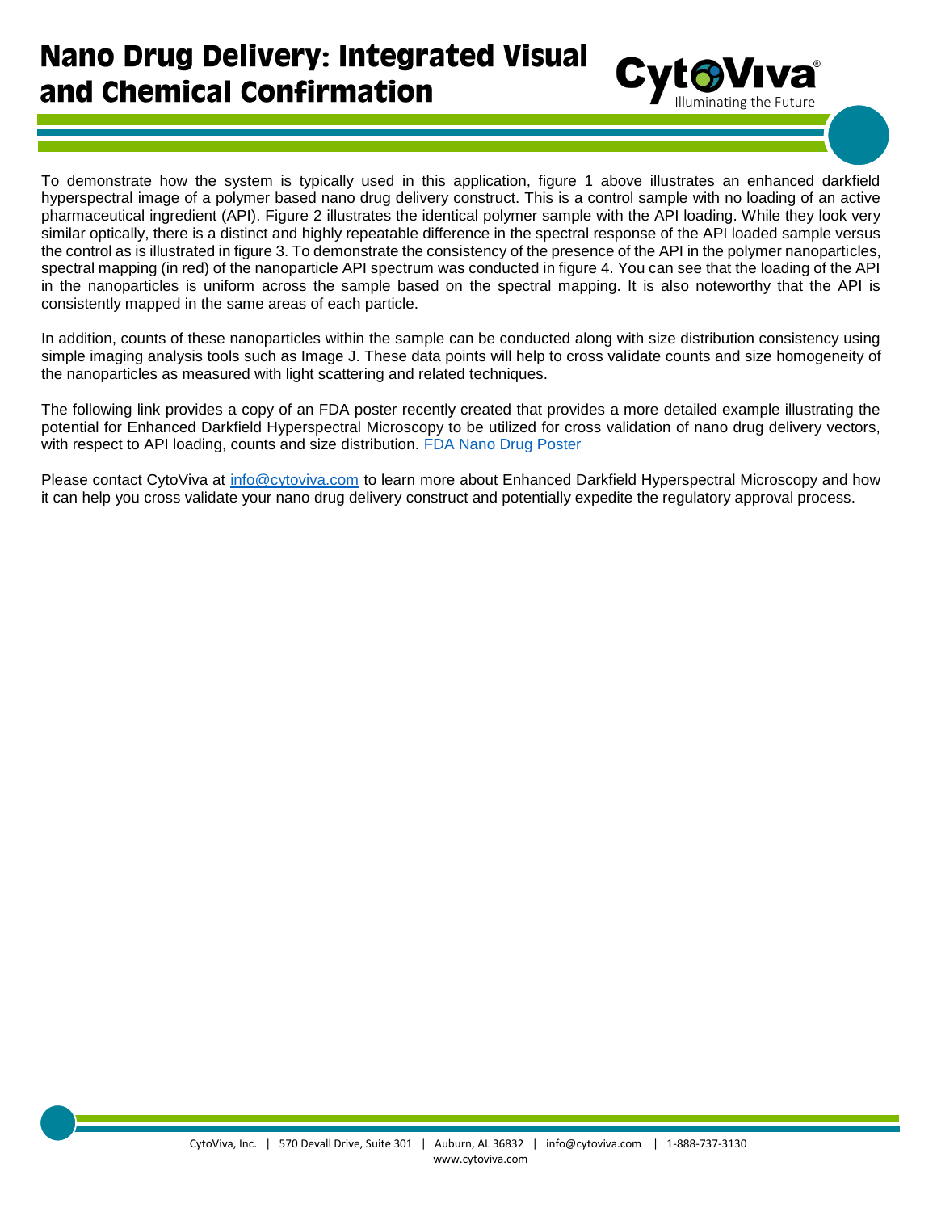# Nano Drug Delivery: Integrated Visual and Chemical Confirmation

To demonstrate how the system is typically used in this application, figure 1 above illustrates an enhanced darkfield hyperspectral image of a polymer based nano drug delivery construct. This is a control sample with no loading of an active pharmaceutical ingredient (API). Figure 2 illustrates the identical polymer sample with the API loading. While they look very similar optically, there is a distinct and highly repeatable difference in the spectral response of the API loaded sample versus the control as is illustrated in figure 3. To demonstrate the consistency of the presence of the API in the polymer nanoparticles, spectral mapping (in red) of the nanoparticle API spectrum was conducted in figure 4. You can see that the loading of the API in the nanoparticles is uniform across the sample based on the spectral mapping. It is also noteworthy that the API is consistently mapped in the same areas of each particle.

In addition, counts of these nanoparticles within the sample can be conducted along with size distribution consistency using simple imaging analysis tools such as Image J. These data points will help to cross validate counts and size homogeneity of the nanoparticles as measured with light scattering and related techniques.

The following link provides a copy of an FDA poster recently created that provides a more detailed example illustrating the potential for Enhanced Darkfield Hyperspectral Microscopy to be utilized for cross validation of nano drug delivery vectors, with respect to API loading, counts and size distribution. FDA Nano Drug Poster

Please contact CytoViva at info@cytoviva.com to learn more about Enhanced Darkfield Hyperspectral Microscopy and how it can help you cross validate your nano drug delivery construct and potentially expedite the regulatory approval process.